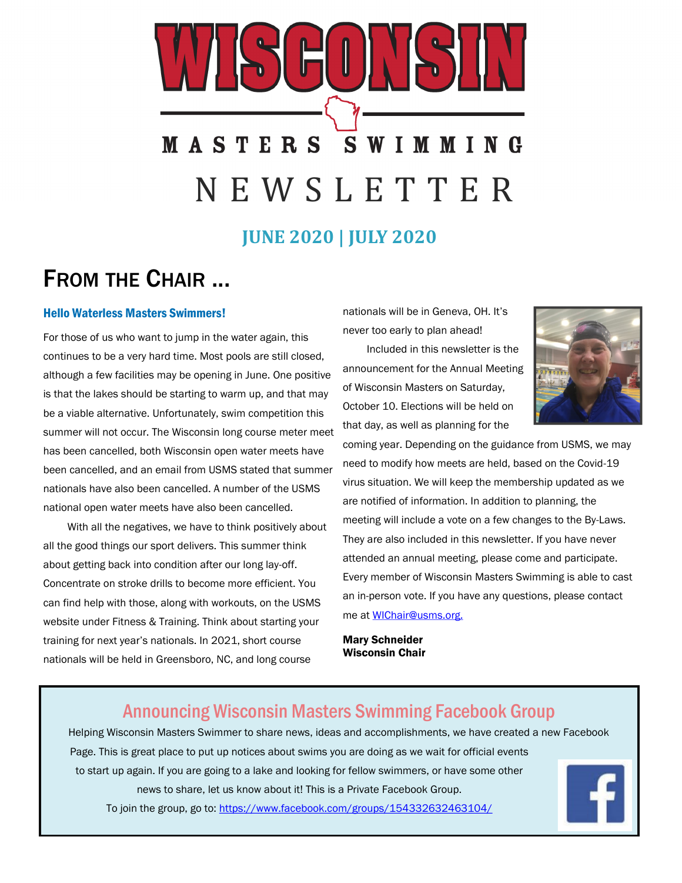# WISCONSIN

MASTERS SWIMMING

NEWSLETTER

**JUNE 2020 | JULY 2020**

## FROM THE CHAIR ...

### Hello Waterless Masters Swimmers!

For those of us who want to jump in the water again, this continues to be a very hard time. Most pools are still closed, although a few facilities may be opening in June. One positive is that the lakes should be starting to warm up, and that may be a viable alternative. Unfortunately, swim competition this summer will not occur. The Wisconsin long course meter meet has been cancelled, both Wisconsin open water meets have been cancelled, and an email from USMS stated that summer nationals have also been cancelled. A number of the USMS national open water meets have also been cancelled.

With all the negatives, we have to think positively about all the good things our sport delivers. This summer think about getting back into condition after our long lay-off. Concentrate on stroke drills to become more efficient. You can find help with those, along with workouts, on the USMS website under Fitness & Training. Think about starting your training for next year's nationals. In 2021, short course nationals will be held in Greensboro, NC, and long course nationals will be in Geneva, OH. It's never too early to plan ahead!

Included in this newsletter is the announcement for the Annual Meeting of Wisconsin Masters on Saturday, October 10. Elections will be held on that day, as well as planning for the coming year. Depending on the guidance from USMS, we may need to modify how meets are held, based on the Covid-19 virus situation. We will keep the membership updated as we are notified of information. In addition to planning, the meeting will include a vote on a few changes to the By-Laws. They are also included in this newsletter. If you have never attended an annual meeting, please come and participate. Every member of Wisconsin Masters Swimming is able to cast an in-person vote. If you have any questions, please contact me at WIChair@usms.org.

**Mary Schneider**
**Wisconsin Chair**

## Announcing Wisconsin Masters Swimming Facebook Group

Helping Wisconsin Masters Swimmer to share news, ideas and accomplishments, we have created a new Facebook Page. This is great place to put up notices about swims you are doing as we wait for official events to start up again. If you are going to a lake and looking for fellow swimmers, or have some other news to share, let us know about it! This is a Private Facebook Group.

To join the group, go to: https://www.facebook.com/groups/154332632463104/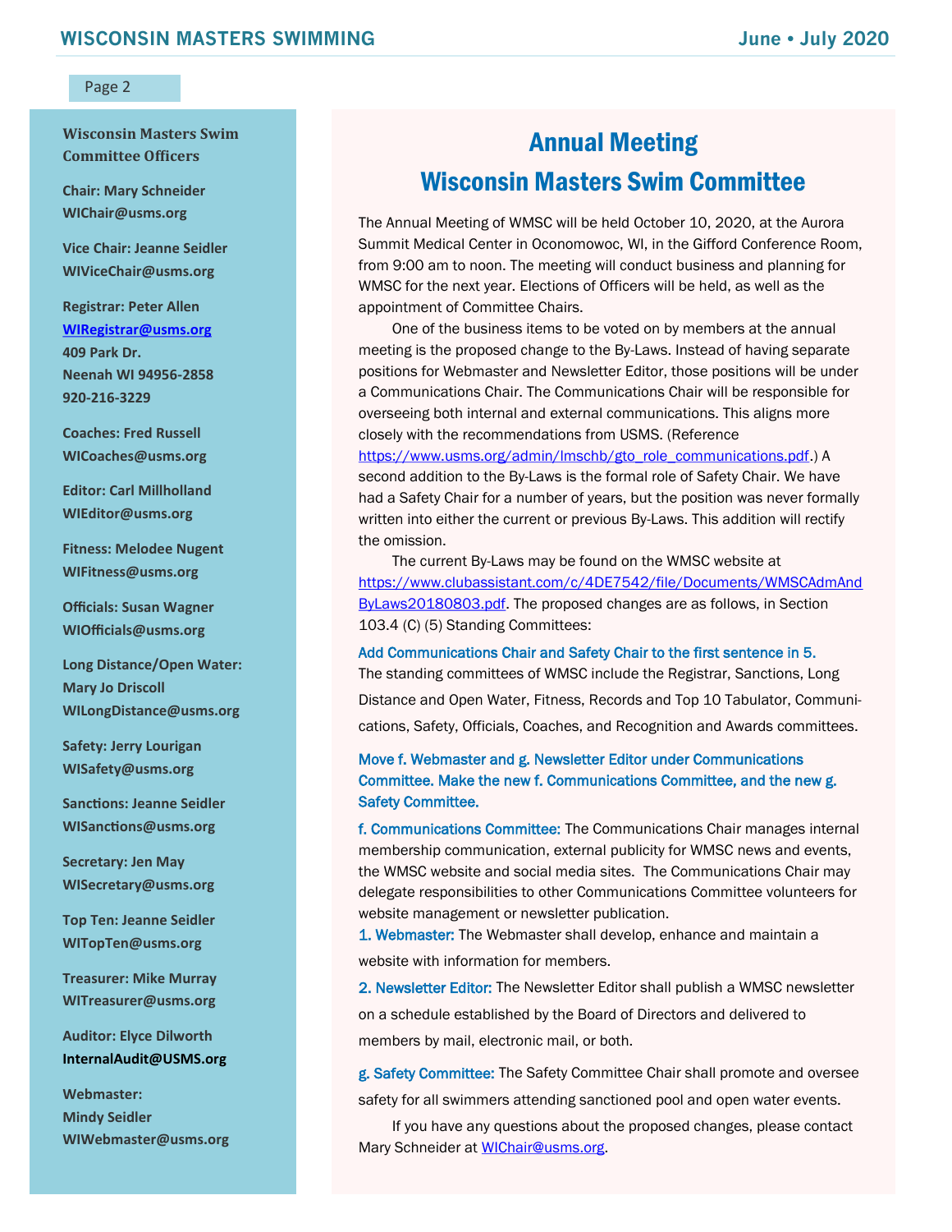**Wisconsin Masters Swim Committee Officers**

**Chair: Mary Schneider**
**WIChair@usms.org**

**Vice Chair: Jeanne Seidler**
**WIViceChair@usms.org**

**Registrar: Peter Allen**
**WIRegistrar@usms.org**
**409 Park Dr.**
**Neenah WI 94956-2858**
**920-216-3229**

**Coaches: Fred Russell**
**WICoaches@usms.org**

**Editor: Carl Millholland**
**WIEditor@usms.org**

**Fitness: Melodee Nugent**
**WIFitness@usms.org**

**Officials: Susan Wagner**
**WIOfficials@usms.org**

**Long Distance/Open Water:**
**Mary Jo Driscoll**
**WILongDistance@usms.org**

**Safety: Jerry Lourigan**
**WISafety@usms.org**

**Sanctions: Jeanne Seidler**
**WISanctions@usms.org**

**Secretary: Jen May**
**WISecretary@usms.org**

**Top Ten: Jeanne Seidler**
**WITopTen@usms.org**

**Treasurer: Mike Murray**
**WITreasurer@usms.org**

**Auditor: Elyce Dilworth**
**InternalAudit@USMS.org**

**Webmaster:**
**Mindy Seidler**
**WIWebmaster@usms.org**

# Annual Meeting
# Wisconsin Masters Swim Committee

The Annual Meeting of WMSC will be held October 10, 2020, at the Aurora Summit Medical Center in Oconomowoc, WI, in the Gifford Conference Room, from 9:00 am to noon. The meeting will conduct business and planning for WMSC for the next year. Elections of Officers will be held, as well as the appointment of Committee Chairs.

One of the business items to be voted on by members at the annual meeting is the proposed change to the By-Laws. Instead of having separate positions for Webmaster and Newsletter Editor, those positions will be under a Communications Chair. The Communications Chair will be responsible for overseeing both internal and external communications. This aligns more closely with the recommendations from USMS. (Reference https://www.usms.org/admin/lmschb/gto_role_communications.pdf.) A second addition to the By-Laws is the formal role of Safety Chair. We have had a Safety Chair for a number of years, but the position was never formally written into either the current or previous By-Laws. This addition will rectify the omission.

The current By-Laws may be found on the WMSC website at https://www.clubassistant.com/c/4DE7542/file/Documents/WMSCAdmAndByLaws20180803.pdf. The proposed changes are as follows, in Section 103.4 (C) (5) Standing Committees:

**Add Communications Chair and Safety Chair to the first sentence in 5.**
The standing committees of WMSC include the Registrar, Sanctions, Long Distance and Open Water, Fitness, Records and Top 10 Tabulator, Communications, Safety, Officials, Coaches, and Recognition and Awards committees.

**Move f. Webmaster and g. Newsletter Editor under Communications Committee. Make the new f. Communications Committee, and the new g. Safety Committee.**

**f. Communications Committee:** The Communications Chair manages internal membership communication, external publicity for WMSC news and events, the WMSC website and social media sites. The Communications Chair may delegate responsibilities to other Communications Committee volunteers for website management or newsletter publication.

1. **Webmaster:** The Webmaster shall develop, enhance and maintain a website with information for members.
2. **Newsletter Editor:** The Newsletter Editor shall publish a WMSC newsletter on a schedule established by the Board of Directors and delivered to members by mail, electronic mail, or both.

**g. Safety Committee:** The Safety Committee Chair shall promote and oversee safety for all swimmers attending sanctioned pool and open water events.

If you have any questions about the proposed changes, please contact Mary Schneider at WIChair@usms.org.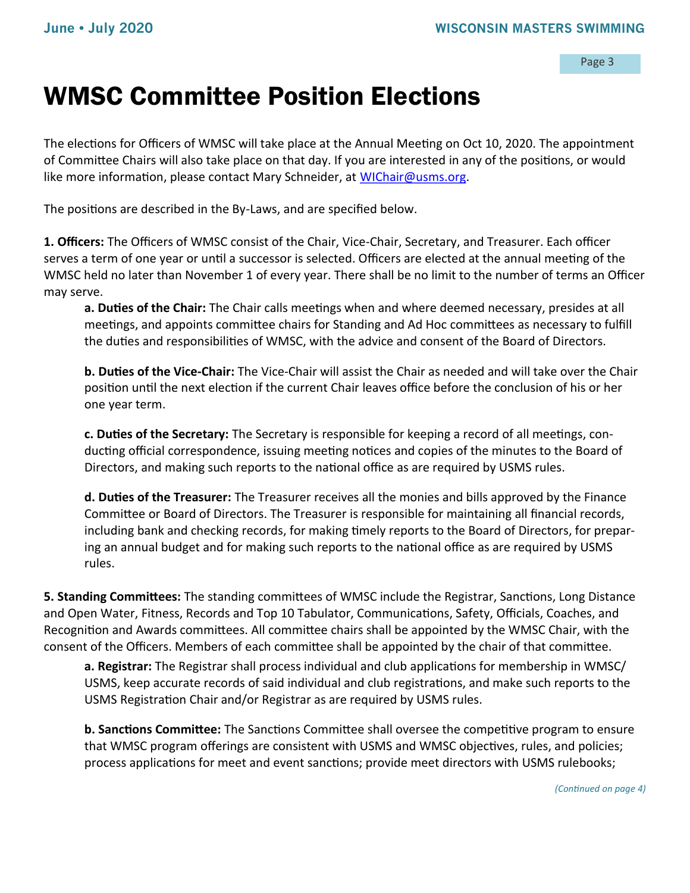# WMSC Committee Position Elections

The elections for Officers of WMSC will take place at the Annual Meeting on Oct 10, 2020. The appointment of Committee Chairs will also take place on that day. If you are interested in any of the positions, or would like more information, please contact Mary Schneider, at WIChair@usms.org.

The positions are described in the By-Laws, and are specified below.

**1. Officers:** The Officers of WMSC consist of the Chair, Vice-Chair, Secretary, and Treasurer. Each officer serves a term of one year or until a successor is selected. Officers are elected at the annual meeting of the WMSC held no later than November 1 of every year. There shall be no limit to the number of terms an Officer may serve.

> **a. Duties of the Chair:** The Chair calls meetings when and where deemed necessary, presides at all meetings, and appoints committee chairs for Standing and Ad Hoc committees as necessary to fulfill the duties and responsibilities of WMSC, with the advice and consent of the Board of Directors.
>
> **b. Duties of the Vice-Chair:** The Vice-Chair will assist the Chair as needed and will take over the Chair position until the next election if the current Chair leaves office before the conclusion of his or her one year term.
>
> **c. Duties of the Secretary:** The Secretary is responsible for keeping a record of all meetings, conducting official correspondence, issuing meeting notices and copies of the minutes to the Board of Directors, and making such reports to the national office as are required by USMS rules.
>
> **d. Duties of the Treasurer:** The Treasurer receives all the monies and bills approved by the Finance Committee or Board of Directors. The Treasurer is responsible for maintaining all financial records, including bank and checking records, for making timely reports to the Board of Directors, for preparing an annual budget and for making such reports to the national office as are required by USMS rules.

**5. Standing Committees:** The standing committees of WMSC include the Registrar, Sanctions, Long Distance and Open Water, Fitness, Records and Top 10 Tabulator, Communications, Safety, Officials, Coaches, and Recognition and Awards committees. All committee chairs shall be appointed by the WMSC Chair, with the consent of the Officers. Members of each committee shall be appointed by the chair of that committee.

> **a. Registrar:** The Registrar shall process individual and club applications for membership in WMSC/USMS, keep accurate records of said individual and club registrations, and make such reports to the USMS Registration Chair and/or Registrar as are required by USMS rules.
>
> **b. Sanctions Committee:** The Sanctions Committee shall oversee the competitive program to ensure that WMSC program offerings are consistent with USMS and WMSC objectives, rules, and policies; process applications for meet and event sanctions; provide meet directors with USMS rulebooks;

*(Continued on page 4)*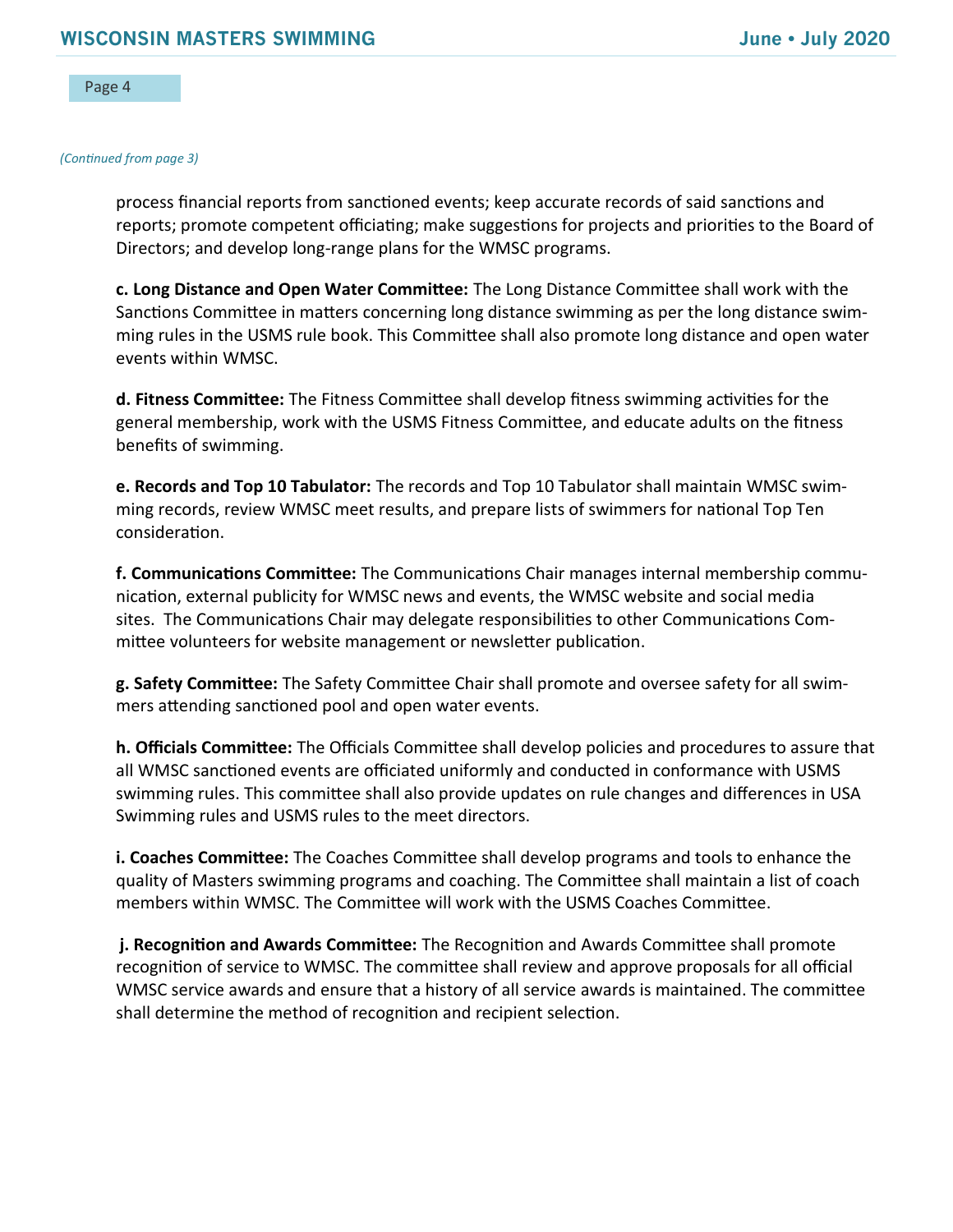*(Continued from page 3)*

process financial reports from sanctioned events; keep accurate records of said sanctions and reports; promote competent officiating; make suggestions for projects and priorities to the Board of Directors; and develop long-range plans for the WMSC programs.

**c. Long Distance and Open Water Committee:** The Long Distance Committee shall work with the Sanctions Committee in matters concerning long distance swimming as per the long distance swimming rules in the USMS rule book. This Committee shall also promote long distance and open water events within WMSC.

**d. Fitness Committee:** The Fitness Committee shall develop fitness swimming activities for the general membership, work with the USMS Fitness Committee, and educate adults on the fitness benefits of swimming.

**e. Records and Top 10 Tabulator:** The records and Top 10 Tabulator shall maintain WMSC swimming records, review WMSC meet results, and prepare lists of swimmers for national Top Ten consideration.

**f. Communications Committee:** The Communications Chair manages internal membership communication, external publicity for WMSC news and events, the WMSC website and social media sites. The Communications Chair may delegate responsibilities to other Communications Committee volunteers for website management or newsletter publication.

**g. Safety Committee:** The Safety Committee Chair shall promote and oversee safety for all swimmers attending sanctioned pool and open water events.

**h. Officials Committee:** The Officials Committee shall develop policies and procedures to assure that all WMSC sanctioned events are officiated uniformly and conducted in conformance with USMS swimming rules. This committee shall also provide updates on rule changes and differences in USA Swimming rules and USMS rules to the meet directors.

**i. Coaches Committee:** The Coaches Committee shall develop programs and tools to enhance the quality of Masters swimming programs and coaching. The Committee shall maintain a list of coach members within WMSC. The Committee will work with the USMS Coaches Committee.

**j. Recognition and Awards Committee:** The Recognition and Awards Committee shall promote recognition of service to WMSC. The committee shall review and approve proposals for all official WMSC service awards and ensure that a history of all service awards is maintained. The committee shall determine the method of recognition and recipient selection.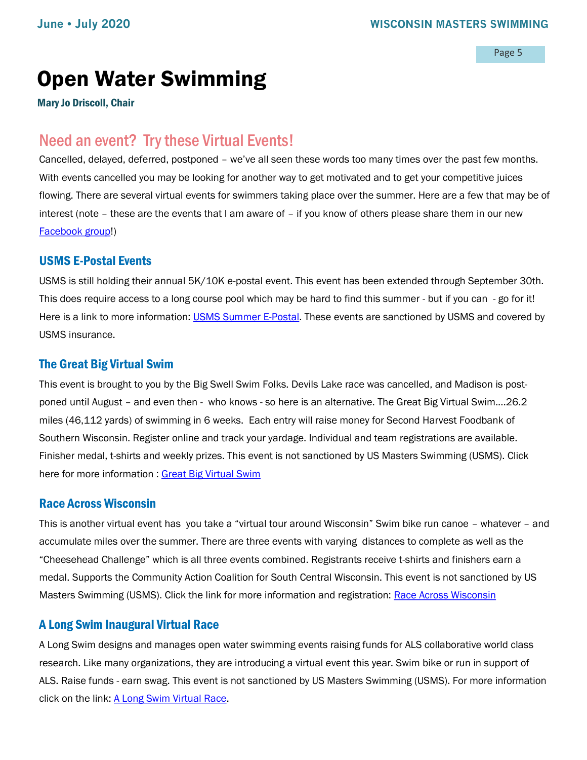# Open Water Swimming

**Mary Jo Driscoll, Chair**

## Need an event? Try these Virtual Events!

Cancelled, delayed, deferred, postponed – we've all seen these words too many times over the past few months. With events cancelled you may be looking for another way to get motivated and to get your competitive juices flowing. There are several virtual events for swimmers taking place over the summer. Here are a few that may be of interest (note – these are the events that I am aware of – if you know of others please share them in our new Facebook group!)

### USMS E-Postal Events

USMS is still holding their annual 5K/10K e-postal event. This event has been extended through September 30th. This does require access to a long course pool which may be hard to find this summer - but if you can - go for it! Here is a link to more information: USMS Summer E-Postal. These events are sanctioned by USMS and covered by USMS insurance.

### The Great Big Virtual Swim

This event is brought to you by the Big Swell Swim Folks. Devils Lake race was cancelled, and Madison is post-poned until August – and even then - who knows - so here is an alternative. The Great Big Virtual Swim….26.2 miles (46,112 yards) of swimming in 6 weeks. Each entry will raise money for Second Harvest Foodbank of Southern Wisconsin. Register online and track your yardage. Individual and team registrations are available. Finisher medal, t-shirts and weekly prizes. This event is not sanctioned by US Masters Swimming (USMS). Click here for more information : Great Big Virtual Swim

### Race Across Wisconsin

This is another virtual event has you take a "virtual tour around Wisconsin" Swim bike run canoe – whatever – and accumulate miles over the summer. There are three events with varying distances to complete as well as the "Cheesehead Challenge" which is all three events combined. Registrants receive t-shirts and finishers earn a medal. Supports the Community Action Coalition for South Central Wisconsin. This event is not sanctioned by US Masters Swimming (USMS). Click the link for more information and registration: Race Across Wisconsin

### A Long Swim Inaugural Virtual Race

A Long Swim designs and manages open water swimming events raising funds for ALS collaborative world class research. Like many organizations, they are introducing a virtual event this year. Swim bike or run in support of ALS. Raise funds - earn swag. This event is not sanctioned by US Masters Swimming (USMS). For more information click on the link: A Long Swim Virtual Race.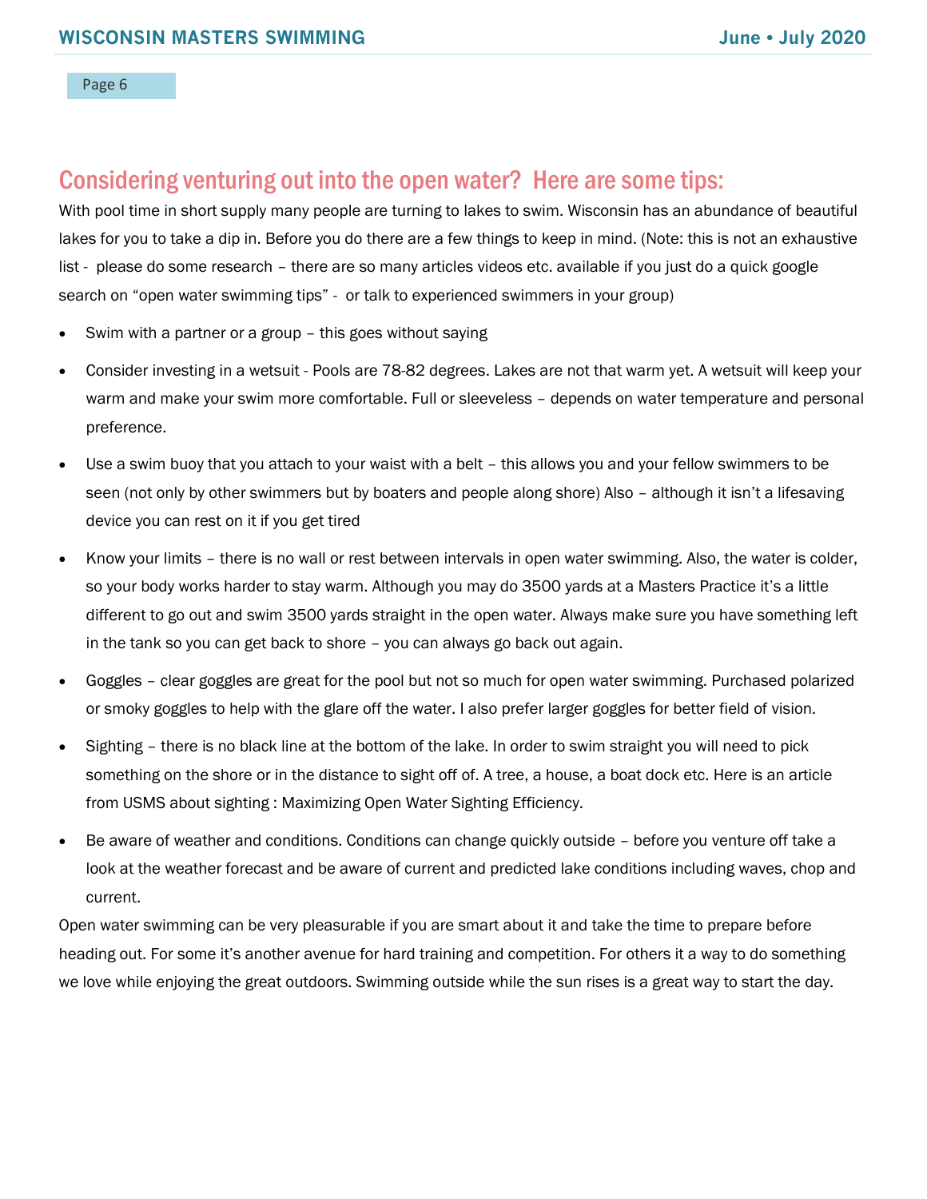## Considering venturing out into the open water? Here are some tips:

With pool time in short supply many people are turning to lakes to swim. Wisconsin has an abundance of beautiful lakes for you to take a dip in. Before you do there are a few things to keep in mind. (Note: this is not an exhaustive list - please do some research – there are so many articles videos etc. available if you just do a quick google search on "open water swimming tips" - or talk to experienced swimmers in your group)

- Swim with a partner or a group – this goes without saying
- Consider investing in a wetsuit - Pools are 78-82 degrees. Lakes are not that warm yet. A wetsuit will keep your warm and make your swim more comfortable. Full or sleeveless – depends on water temperature and personal preference.
- Use a swim buoy that you attach to your waist with a belt – this allows you and your fellow swimmers to be seen (not only by other swimmers but by boaters and people along shore) Also – although it isn't a lifesaving device you can rest on it if you get tired
- Know your limits – there is no wall or rest between intervals in open water swimming. Also, the water is colder, so your body works harder to stay warm. Although you may do 3500 yards at a Masters Practice it's a little different to go out and swim 3500 yards straight in the open water. Always make sure you have something left in the tank so you can get back to shore – you can always go back out again.
- Goggles – clear goggles are great for the pool but not so much for open water swimming. Purchased polarized or smoky goggles to help with the glare off the water. I also prefer larger goggles for better field of vision.
- Sighting – there is no black line at the bottom of the lake. In order to swim straight you will need to pick something on the shore or in the distance to sight off of. A tree, a house, a boat dock etc. Here is an article from USMS about sighting : Maximizing Open Water Sighting Efficiency.
- Be aware of weather and conditions. Conditions can change quickly outside – before you venture off take a look at the weather forecast and be aware of current and predicted lake conditions including waves, chop and current.

Open water swimming can be very pleasurable if you are smart about it and take the time to prepare before heading out. For some it's another avenue for hard training and competition. For others it a way to do something we love while enjoying the great outdoors. Swimming outside while the sun rises is a great way to start the day.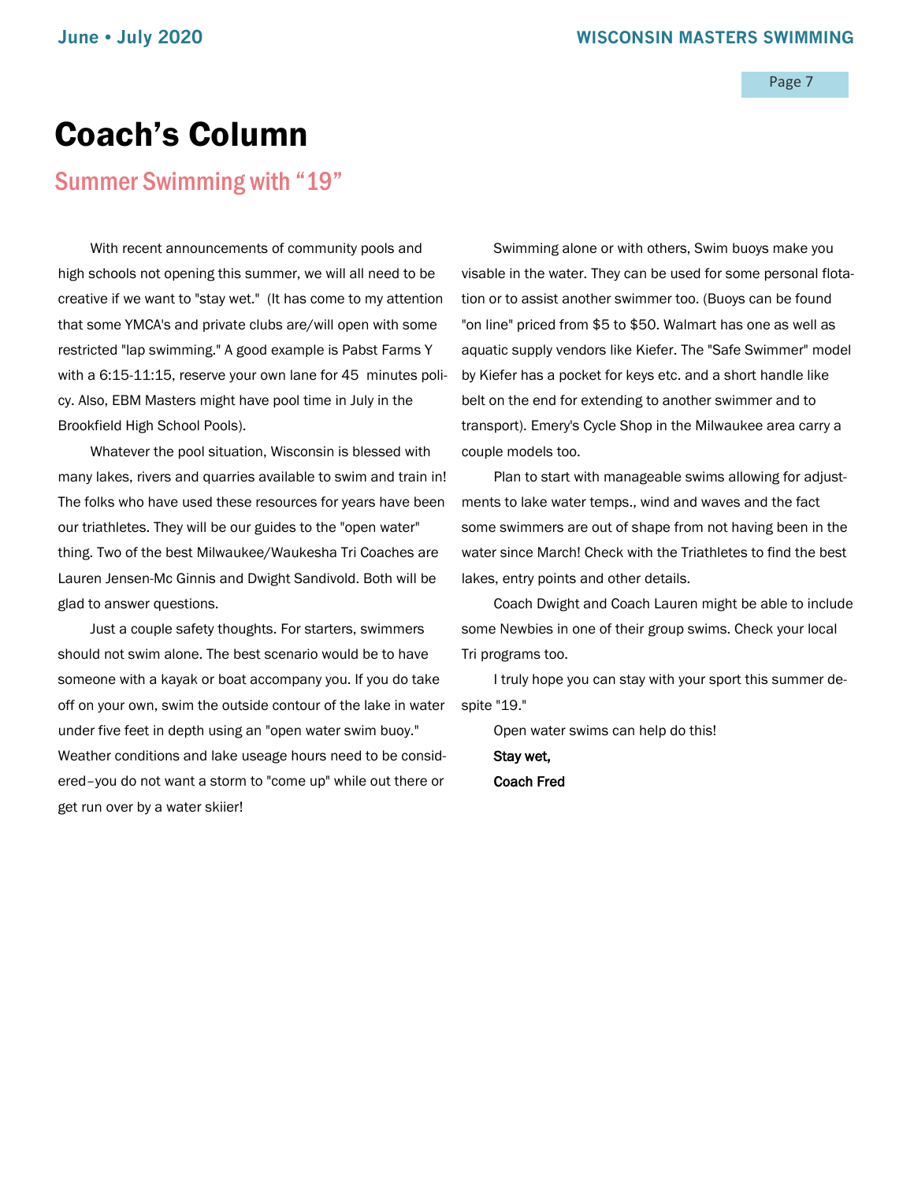# Coach's Column

## Summary Swimming with "19"

With recent announcements of community pools and high schools not opening this summer, we will all need to be creative if we want to "stay wet." (It has come to my attention that some YMCA's and private clubs are/will open with some restricted "lap swimming." A good example is Pabst Farms Y with a 6:15-11:15, reserve your own lane for 45 minutes policy. Also, EBM Masters might have pool time in July in the Brookfield High School Pools).

Whatever the pool situation, Wisconsin is blessed with many lakes, rivers and quarries available to swim and train in! The folks who have used these resources for years have been our triathletes. They will be our guides to the "open water" thing. Two of the best Milwaukee/Waukesha Tri Coaches are Lauren Jensen-Mc Ginnis and Dwight Sandivold. Both will be glad to answer questions.

Just a couple safety thoughts. For starters, swimmers should not swim alone. The best scenario would be to have someone with a kayak or boat accompany you. If you do take off on your own, swim the outside contour of the lake in water under five feet in depth using an "open water swim buoy." Weather conditions and lake useage hours need to be considered–you do not want a storm to "come up" while out there or get run over by a water skiier!

Swimming alone or with others, Swim buoys make you visable in the water. They can be used for some personal flotation or to assist another swimmer too. (Buoys can be found "on line" priced from $5 to $50. Walmart has one as well as aquatic supply vendors like Kiefer. The "Safe Swimmer" model by Kiefer has a pocket for keys etc. and a short handle like belt on the end for extending to another swimmer and to transport). Emery's Cycle Shop in the Milwaukee area carry a couple models too.

Plan to start with manageable swims allowing for adjustments to lake water temps., wind and waves and the fact some swimmers are out of shape from not having been in the water since March! Check with the Triathletes to find the best lakes, entry points and other details.

Coach Dwight and Coach Lauren might be able to include some Newbies in one of their group swims. Check your local Tri programs too.

I truly hope you can stay with your sport this summer despite "19."

Open water swims can help do this!

**Stay wet,**

**Coach Fred**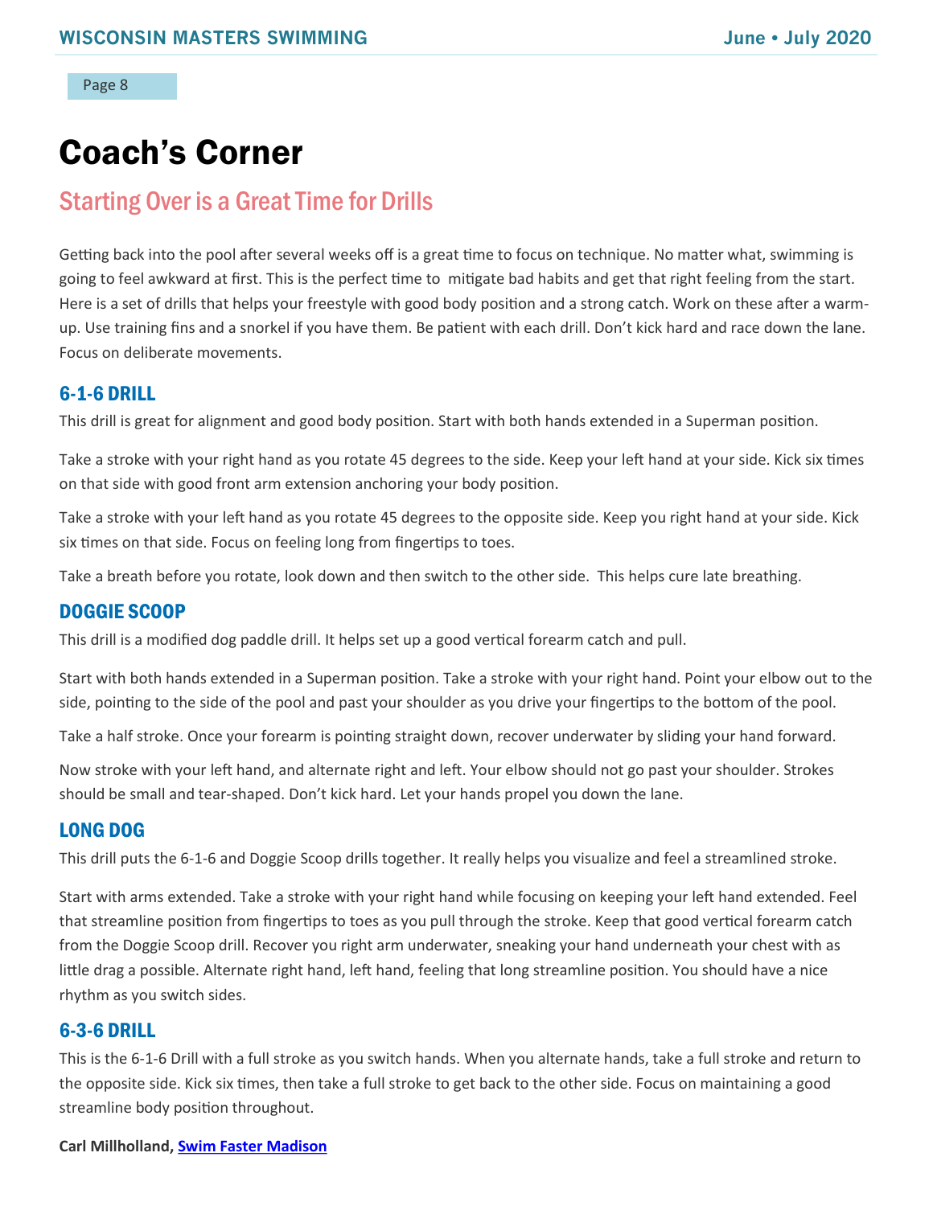# Coach's Corner

## Starting Over is a Great Time for Drills

Getting back into the pool after several weeks off is a great time to focus on technique. No matter what, swimming is going to feel awkward at first. This is the perfect time to mitigate bad habits and get that right feeling from the start. Here is a set of drills that helps your freestyle with good body position and a strong catch. Work on these after a warm-up. Use training fins and a snorkel if you have them. Be patient with each drill. Don't kick hard and race down the lane. Focus on deliberate movements.

### 6-1-6 DRILL

This drill is great for alignment and good body position. Start with both hands extended in a Superman position.

Take a stroke with your right hand as you rotate 45 degrees to the side. Keep your left hand at your side. Kick six times on that side with good front arm extension anchoring your body position.

Take a stroke with your left hand as you rotate 45 degrees to the opposite side. Keep you right hand at your side. Kick six times on that side. Focus on feeling long from fingertips to toes.

Take a breath before you rotate, look down and then switch to the other side. This helps cure late breathing.

### DOGGIE SCOOP

This drill is a modified dog paddle drill. It helps set up a good vertical forearm catch and pull.

Start with both hands extended in a Superman position. Take a stroke with your right hand. Point your elbow out to the side, pointing to the side of the pool and past your shoulder as you drive your fingertips to the bottom of the pool.

Take a half stroke. Once your forearm is pointing straight down, recover underwater by sliding your hand forward.

Now stroke with your left hand, and alternate right and left. Your elbow should not go past your shoulder. Strokes should be small and tear-shaped. Don't kick hard. Let your hands propel you down the lane.

### LONG DOG

This drill puts the 6-1-6 and Doggie Scoop drills together. It really helps you visualize and feel a streamlined stroke.

Start with arms extended. Take a stroke with your right hand while focusing on keeping your left hand extended. Feel that streamline position from fingertips to toes as you pull through the stroke. Keep that good vertical forearm catch from the Doggie Scoop drill. Recover you right arm underwater, sneaking your hand underneath your chest with as little drag a possible. Alternate right hand, left hand, feeling that long streamline position. You should have a nice rhythm as you switch sides.

### 6-3-6 DRILL

This is the 6-1-6 Drill with a full stroke as you switch hands. When you alternate hands, take a full stroke and return to the opposite side. Kick six times, then take a full stroke to get back to the other side. Focus on maintaining a good streamline body position throughout.

**Carl Millholland, Swim Faster Madison**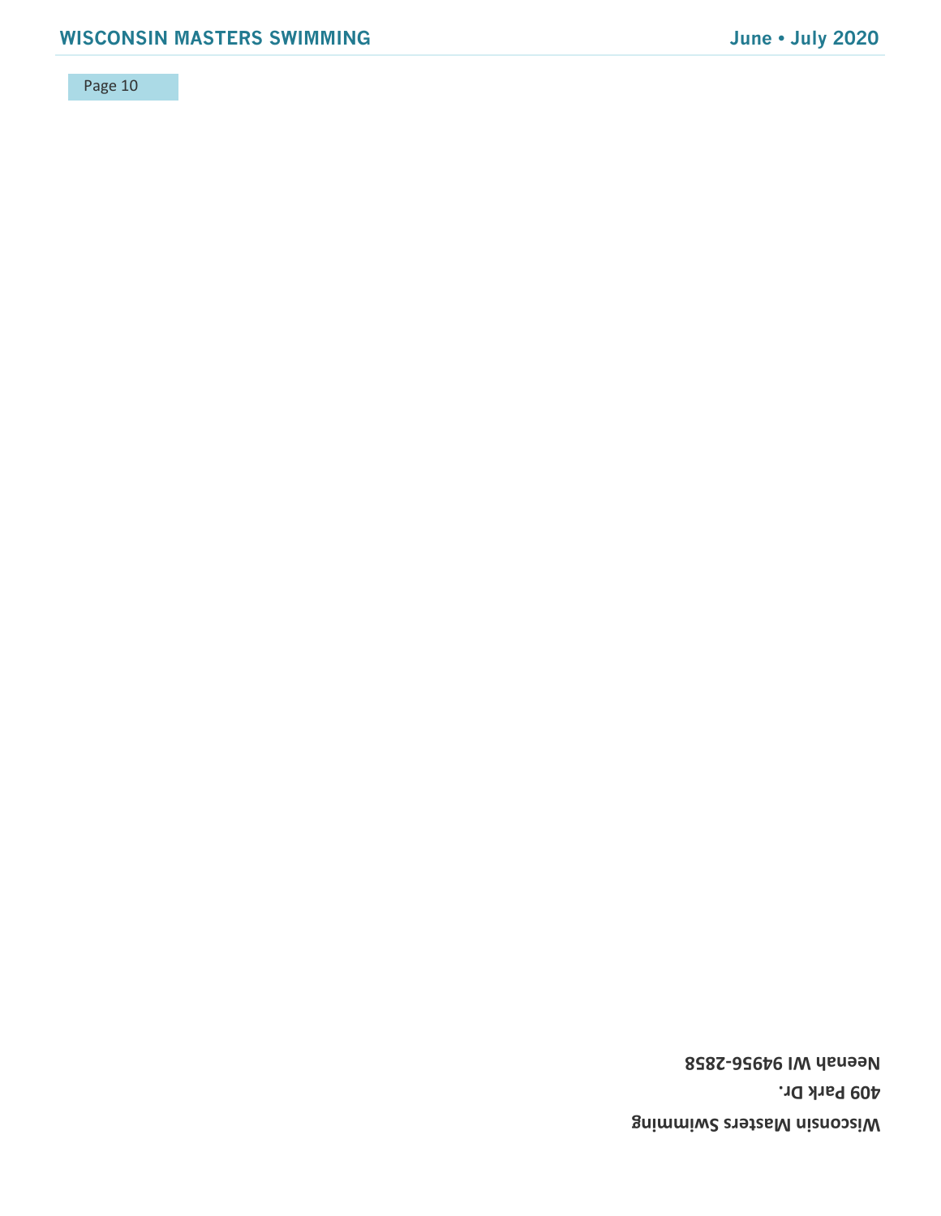Wisconsin Masters Swimming

409 Park Dr.

Neenah WI 94956-2858